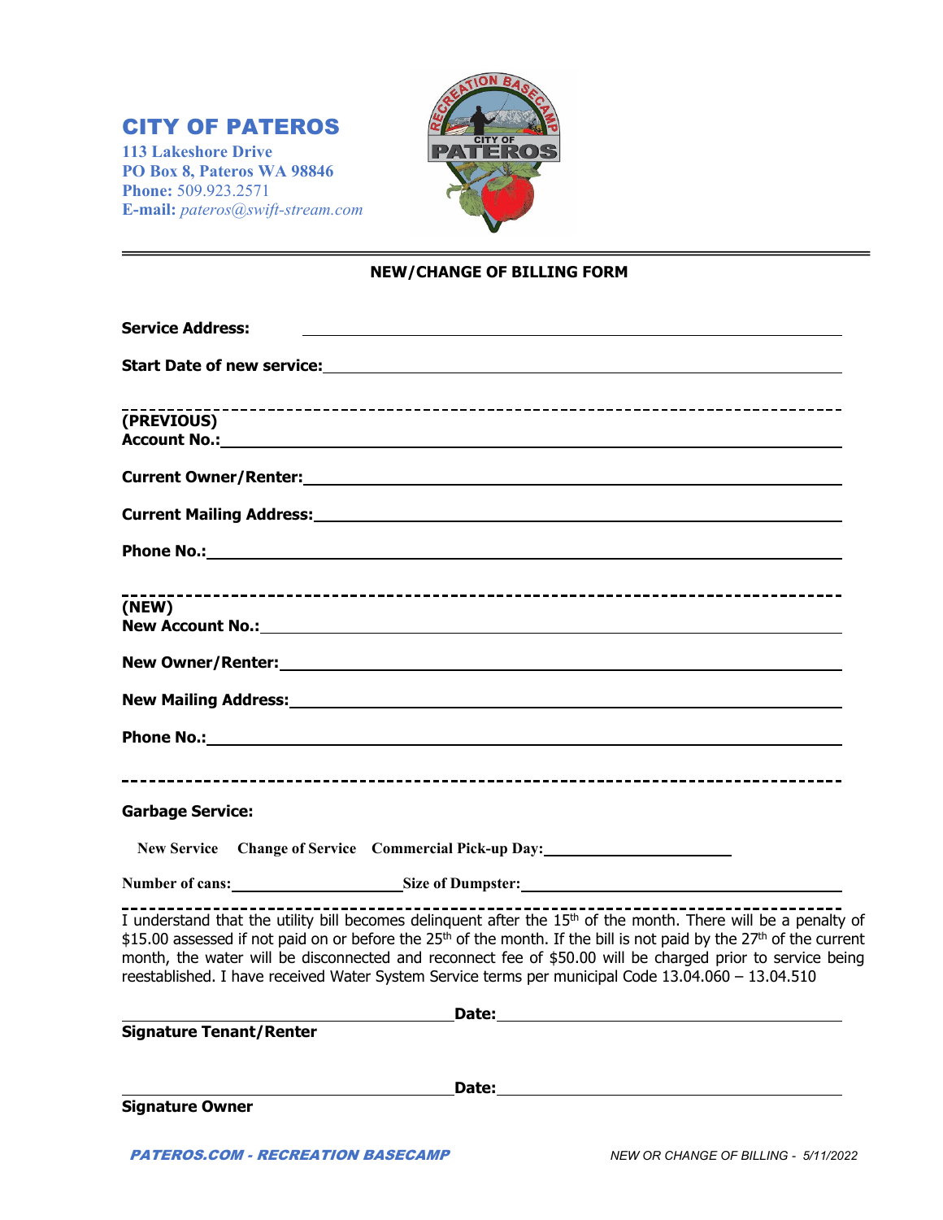# CITY OF PATEROS

**113 Lakeshore Drive**
**PO Box 8, Pateros WA 98846**
**Phone:** 509.923.2571
**E-mail:** *pateros@swift-stream.com*

---

## NEW/CHANGE OF BILLING FORM

**Service Address:** ______________________________

**Start Date of new service:** ______________________________

---

**(PREVIOUS)**
**Account No.:** ______________________________

**Current Owner/Renter:** ______________________________

**Current Mailing Address:** ______________________________

**Phone No.:** ______________________________

---

**(NEW)**
**New Account No.:** ______________________________

**New Owner/Renter:** ______________________________

**New Mailing Address:** ______________________________

**Phone No.:** ______________________________

---

**Garbage Service:**

**New Service** **Change of Service** **Commercial Pick-up Day:** ____________________

**Number of cans:** ____________________ **Size of Dumpster:** ____________________

---

I understand that the utility bill becomes delinquent after the 15th of the month. There will be a penalty of $15.00 assessed if not paid on or before the 25th of the month. If the bill is not paid by the 27th of the current month, the water will be disconnected and reconnect fee of $50.00 will be charged prior to service being reestablished. I have received Water System Service terms per municipal Code 13.04.060 – 13.04.510

______________________________ **Date:** ______________________________
**Signature Tenant/Renter**

______________________________ **Date:** ______________________________
**Signature Owner**

*PATEROS.COM - RECREATION BASECAMP* *NEW OR CHANGE OF BILLING - 5/11/2022*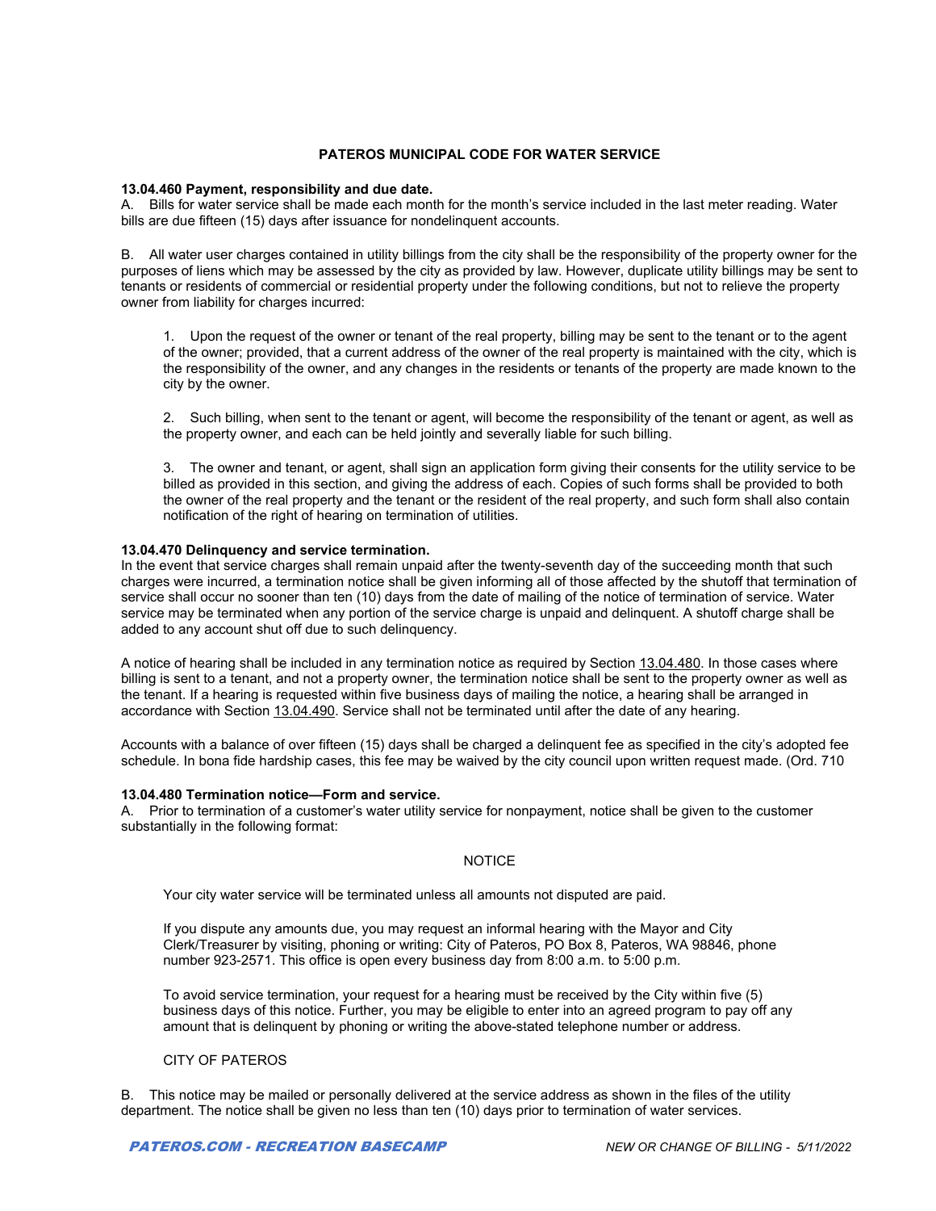### PATEROS MUNICIPAL CODE FOR WATER SERVICE

**13.04.460 Payment, responsibility and due date.**

A. Bills for water service shall be made each month for the month's service included in the last meter reading. Water bills are due fifteen (15) days after issuance for nondelinquent accounts.

B. All water user charges contained in utility billings from the city shall be the responsibility of the property owner for the purposes of liens which may be assessed by the city as provided by law. However, duplicate utility billings may be sent to tenants or residents of commercial or residential property under the following conditions, but not to relieve the property owner from liability for charges incurred:

1. Upon the request of the owner or tenant of the real property, billing may be sent to the tenant or to the agent of the owner; provided, that a current address of the owner of the real property is maintained with the city, which is the responsibility of the owner, and any changes in the residents or tenants of the property are made known to the city by the owner.

2. Such billing, when sent to the tenant or agent, will become the responsibility of the tenant or agent, as well as the property owner, and each can be held jointly and severally liable for such billing.

3. The owner and tenant, or agent, shall sign an application form giving their consents for the utility service to be billed as provided in this section, and giving the address of each. Copies of such forms shall be provided to both the owner of the real property and the tenant or the resident of the real property, and such form shall also contain notification of the right of hearing on termination of utilities.

**13.04.470 Delinquency and service termination.**

In the event that service charges shall remain unpaid after the twenty-seventh day of the succeeding month that such charges were incurred, a termination notice shall be given informing all of those affected by the shutoff that termination of service shall occur no sooner than ten (10) days from the date of mailing of the notice of termination of service. Water service may be terminated when any portion of the service charge is unpaid and delinquent. A shutoff charge shall be added to any account shut off due to such delinquency.

A notice of hearing shall be included in any termination notice as required by Section 13.04.480. In those cases where billing is sent to a tenant, and not a property owner, the termination notice shall be sent to the property owner as well as the tenant. If a hearing is requested within five business days of mailing the notice, a hearing shall be arranged in accordance with Section 13.04.490. Service shall not be terminated until after the date of any hearing.

Accounts with a balance of over fifteen (15) days shall be charged a delinquent fee as specified in the city's adopted fee schedule. In bona fide hardship cases, this fee may be waived by the city council upon written request made. (Ord. 710

**13.04.480 Termination notice—Form and service.**

A. Prior to termination of a customer's water utility service for nonpayment, notice shall be given to the customer substantially in the following format:

NOTICE

Your city water service will be terminated unless all amounts not disputed are paid.

If you dispute any amounts due, you may request an informal hearing with the Mayor and City Clerk/Treasurer by visiting, phoning or writing: City of Pateros, PO Box 8, Pateros, WA 98846, phone number 923-2571. This office is open every business day from 8:00 a.m. to 5:00 p.m.

To avoid service termination, your request for a hearing must be received by the City within five (5) business days of this notice. Further, you may be eligible to enter into an agreed program to pay off any amount that is delinquent by phoning or writing the above-stated telephone number or address.

CITY OF PATEROS

B. This notice may be mailed or personally delivered at the service address as shown in the files of the utility department. The notice shall be given no less than ten (10) days prior to termination of water services.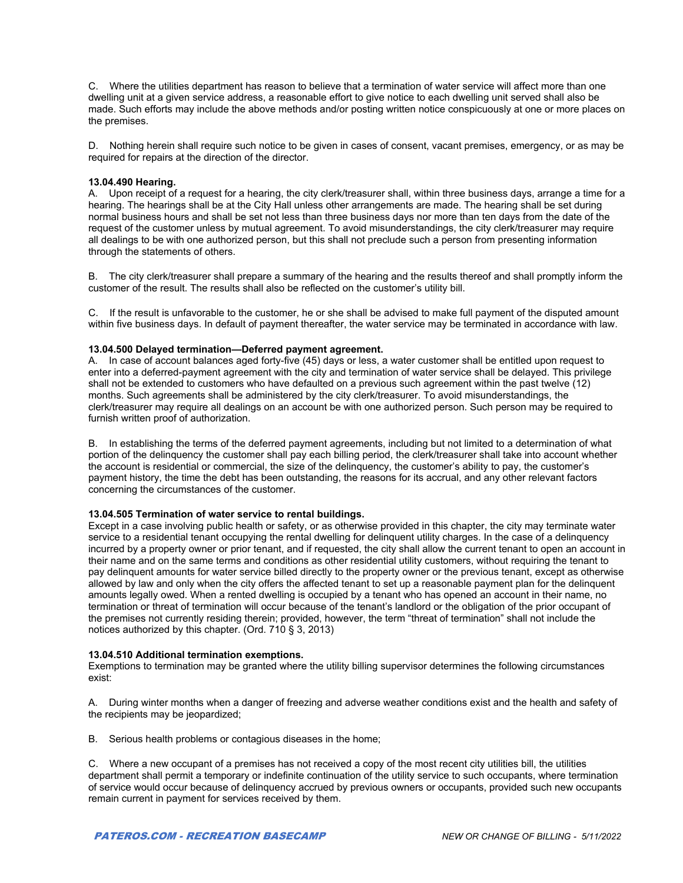C. Where the utilities department has reason to believe that a termination of water service will affect more than one dwelling unit at a given service address, a reasonable effort to give notice to each dwelling unit served shall also be made. Such efforts may include the above methods and/or posting written notice conspicuously at one or more places on the premises.

D. Nothing herein shall require such notice to be given in cases of consent, vacant premises, emergency, or as may be required for repairs at the direction of the director.

**13.04.490 Hearing.**

A. Upon receipt of a request for a hearing, the city clerk/treasurer shall, within three business days, arrange a time for a hearing. The hearings shall be at the City Hall unless other arrangements are made. The hearing shall be set during normal business hours and shall be set not less than three business days nor more than ten days from the date of the request of the customer unless by mutual agreement. To avoid misunderstandings, the city clerk/treasurer may require all dealings to be with one authorized person, but this shall not preclude such a person from presenting information through the statements of others.

B. The city clerk/treasurer shall prepare a summary of the hearing and the results thereof and shall promptly inform the customer of the result. The results shall also be reflected on the customer's utility bill.

C. If the result is unfavorable to the customer, he or she shall be advised to make full payment of the disputed amount within five business days. In default of payment thereafter, the water service may be terminated in accordance with law.

**13.04.500 Delayed termination—Deferred payment agreement.**

A. In case of account balances aged forty-five (45) days or less, a water customer shall be entitled upon request to enter into a deferred-payment agreement with the city and termination of water service shall be delayed. This privilege shall not be extended to customers who have defaulted on a previous such agreement within the past twelve (12) months. Such agreements shall be administered by the city clerk/treasurer. To avoid misunderstandings, the clerk/treasurer may require all dealings on an account be with one authorized person. Such person may be required to furnish written proof of authorization.

B. In establishing the terms of the deferred payment agreements, including but not limited to a determination of what portion of the delinquency the customer shall pay each billing period, the clerk/treasurer shall take into account whether the account is residential or commercial, the size of the delinquency, the customer's ability to pay, the customer's payment history, the time the debt has been outstanding, the reasons for its accrual, and any other relevant factors concerning the circumstances of the customer.

**13.04.505 Termination of water service to rental buildings.**

Except in a case involving public health or safety, or as otherwise provided in this chapter, the city may terminate water service to a residential tenant occupying the rental dwelling for delinquent utility charges. In the case of a delinquency incurred by a property owner or prior tenant, and if requested, the city shall allow the current tenant to open an account in their name and on the same terms and conditions as other residential utility customers, without requiring the tenant to pay delinquent amounts for water service billed directly to the property owner or the previous tenant, except as otherwise allowed by law and only when the city offers the affected tenant to set up a reasonable payment plan for the delinquent amounts legally owed. When a rented dwelling is occupied by a tenant who has opened an account in their name, no termination or threat of termination will occur because of the tenant's landlord or the obligation of the prior occupant of the premises not currently residing therein; provided, however, the term "threat of termination" shall not include the notices authorized by this chapter. (Ord. 710 § 3, 2013)

**13.04.510 Additional termination exemptions.**

Exemptions to termination may be granted where the utility billing supervisor determines the following circumstances exist:

A. During winter months when a danger of freezing and adverse weather conditions exist and the health and safety of the recipients may be jeopardized;

B. Serious health problems or contagious diseases in the home;

C. Where a new occupant of a premises has not received a copy of the most recent city utilities bill, the utilities department shall permit a temporary or indefinite continuation of the utility service to such occupants, where termination of service would occur because of delinquency accrued by previous owners or occupants, provided such new occupants remain current in payment for services received by them.